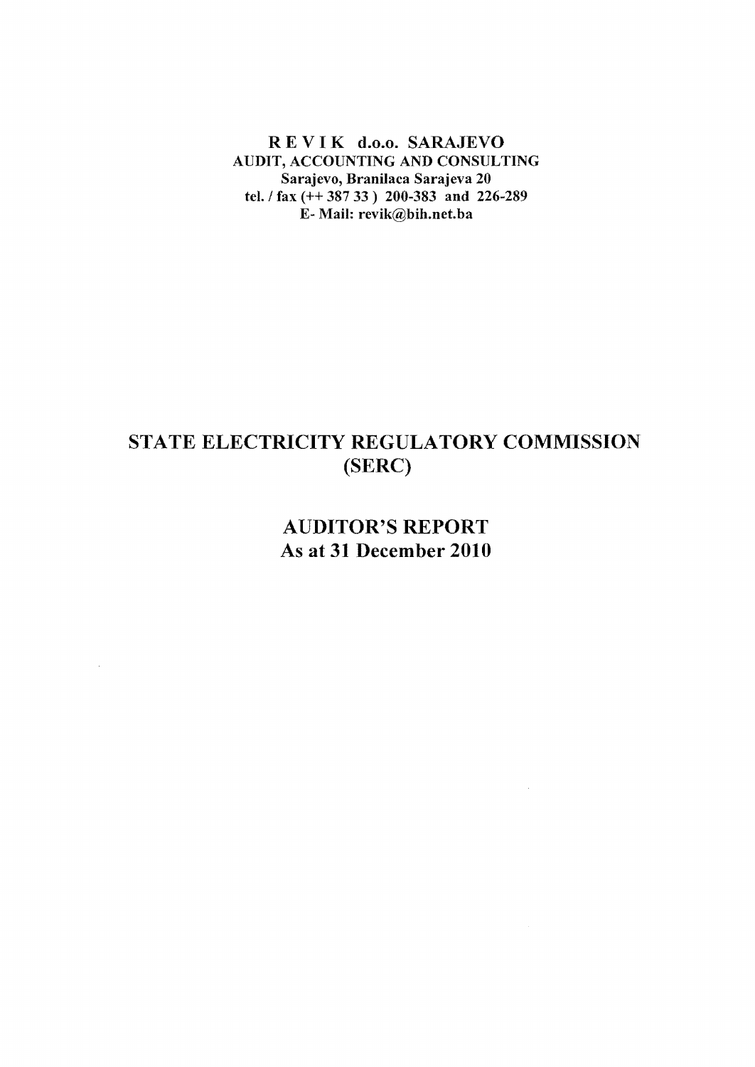**R E V I K d.o.o. SARAJEVO**
**AUDIT, ACCOUNTING AND CONSULTING**
**Sarajevo, Branilaca Sarajeva 20**
**tel. / fax (++ 387 33 ) 200-383 and 226-289**
**E- Mail: revik@bih.net.ba**

# STATE ELECTRICITY REGULATORY COMMISSION (SERC)

## AUDITOR'S REPORT
## As at 31 December 2010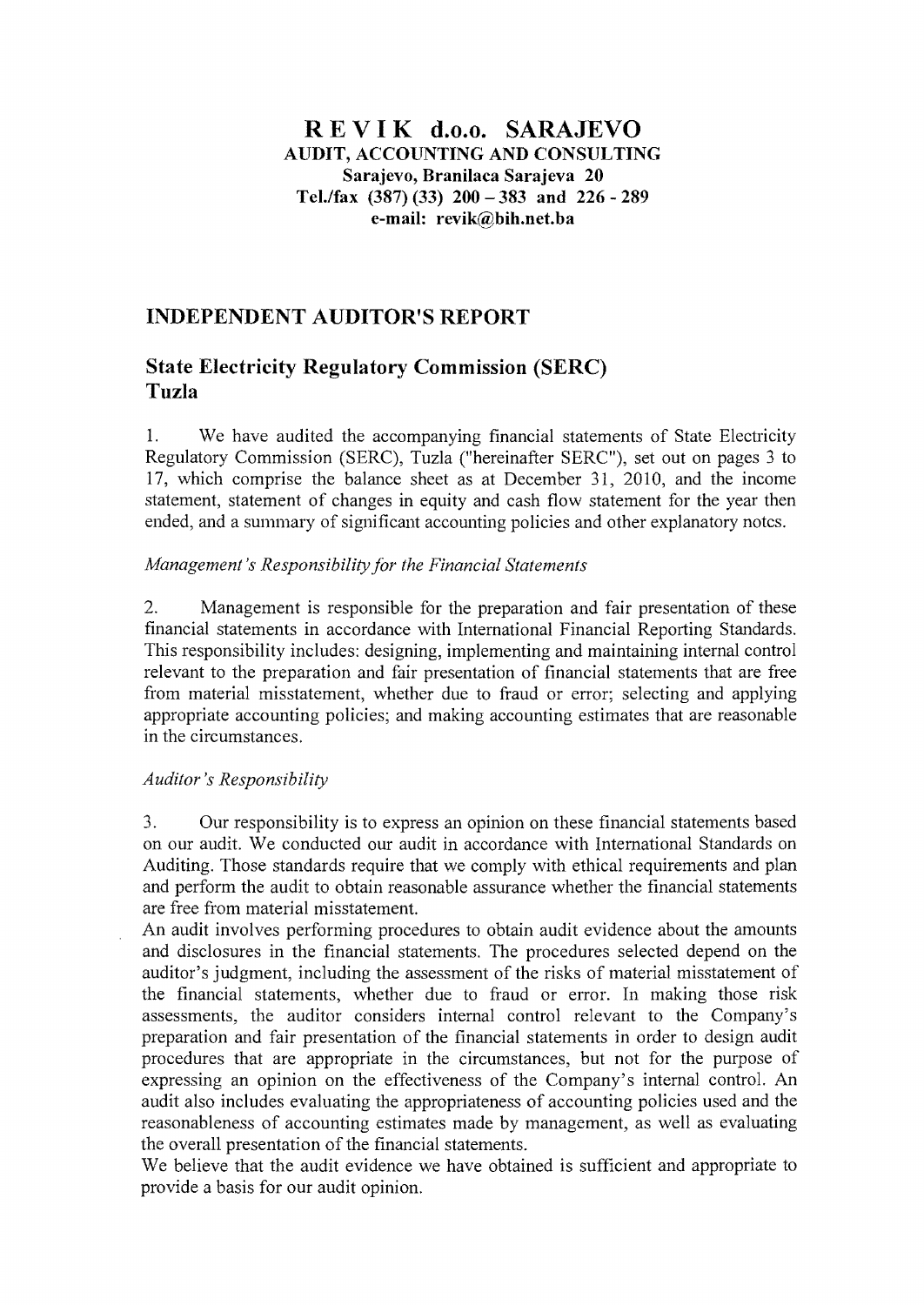# REVIK d.o.o. SARAJEVO

**AUDIT, ACCOUNTING AND CONSULTING**
**Sarajevo, Branilaca Sarajeva 20**
**Tel./fax (387) (33) 200 – 383 and 226 - 289**
**e-mail: revik@bih.net.ba**

## INDEPENDENT AUDITOR'S REPORT

## State Electricity Regulatory Commission (SERC) Tuzla

1. We have audited the accompanying financial statements of State Electricity Regulatory Commission (SERC), Tuzla ("hereinafter SERC"), set out on pages 3 to 17, which comprise the balance sheet as at December 31, 2010, and the income statement, statement of changes in equity and cash flow statement for the year then ended, and a summary of significant accounting policies and other explanatory notes.

*Management's Responsibility for the Financial Statements*

2. Management is responsible for the preparation and fair presentation of these financial statements in accordance with International Financial Reporting Standards. This responsibility includes: designing, implementing and maintaining internal control relevant to the preparation and fair presentation of financial statements that are free from material misstatement, whether due to fraud or error; selecting and applying appropriate accounting policies; and making accounting estimates that are reasonable in the circumstances.

*Auditor's Responsibility*

3. Our responsibility is to express an opinion on these financial statements based on our audit. We conducted our audit in accordance with International Standards on Auditing. Those standards require that we comply with ethical requirements and plan and perform the audit to obtain reasonable assurance whether the financial statements are free from material misstatement.

An audit involves performing procedures to obtain audit evidence about the amounts and disclosures in the financial statements. The procedures selected depend on the auditor's judgment, including the assessment of the risks of material misstatement of the financial statements, whether due to fraud or error. In making those risk assessments, the auditor considers internal control relevant to the Company's preparation and fair presentation of the financial statements in order to design audit procedures that are appropriate in the circumstances, but not for the purpose of expressing an opinion on the effectiveness of the Company's internal control. An audit also includes evaluating the appropriateness of accounting policies used and the reasonableness of accounting estimates made by management, as well as evaluating the overall presentation of the financial statements.

We believe that the audit evidence we have obtained is sufficient and appropriate to provide a basis for our audit opinion.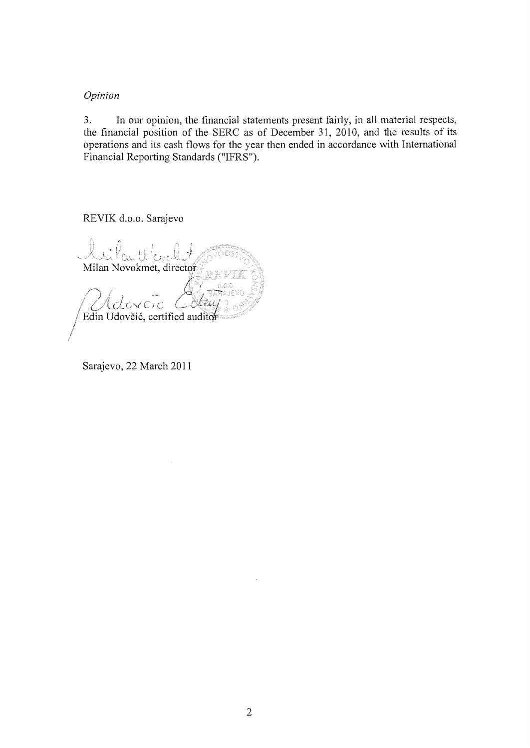*Opinion*

3. In our opinion, the financial statements present fairly, in all material respects, the financial position of the SERC as of December 31, 2010, and the results of its operations and its cash flows for the year then ended in accordance with International Financial Reporting Standards ("IFRS").

REVIK d.o.o. Sarajevo

Milan Novokmet, director

Edin Udovčić, certified auditor

Sarajevo, 22 March 2011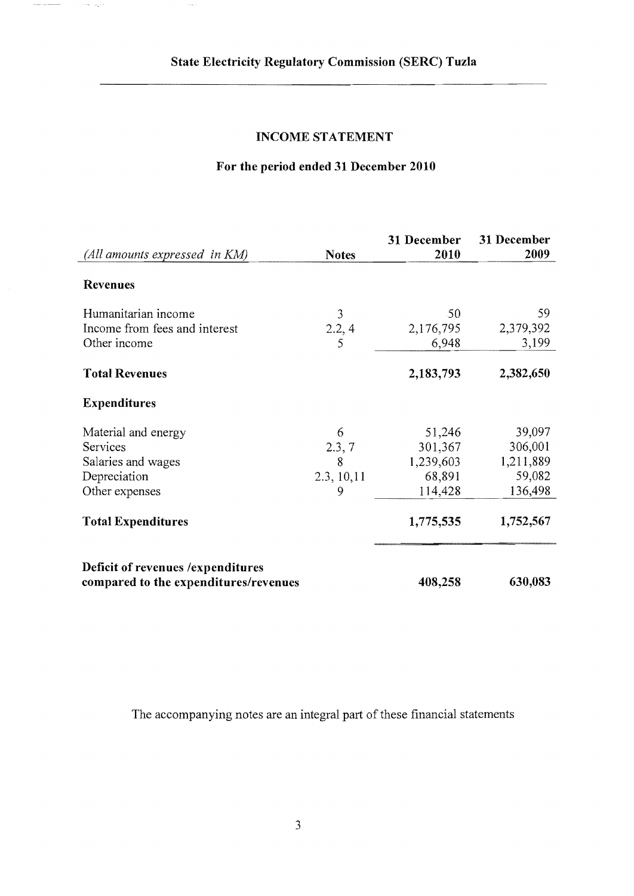## State Electricity Regulatory Commission (SERC) Tuzla

### INCOME STATEMENT

### For the period ended 31 December 2010

| *(All amounts expressed in KM)* | Notes | 31 December 2010 | 31 December 2009 |
|---|---|---|---|
| **Revenues** | | | |
| Humanitarian income | 3 | 50 | 59 |
| Income from fees and interest | 2.2, 4 | 2,176,795 | 2,379,392 |
| Other income | 5 | 6,948 | 3,199 |
| **Total Revenues** | | **2,183,793** | **2,382,650** |
| **Expenditures** | | | |
| Material and energy | 6 | 51,246 | 39,097 |
| Services | 2.3, 7 | 301,367 | 306,001 |
| Salaries and wages | 8 | 1,239,603 | 1,211,889 |
| Depreciation | 2.3, 10,11 | 68,891 | 59,082 |
| Other expenses | 9 | 114,428 | 136,498 |
| **Total Expenditures** | | **1,775,535** | **1,752,567** |
| **Deficit of revenues /expenditures compared to the expenditures/revenues** | | **408,258** | **630,083** |

The accompanying notes are an integral part of these financial statements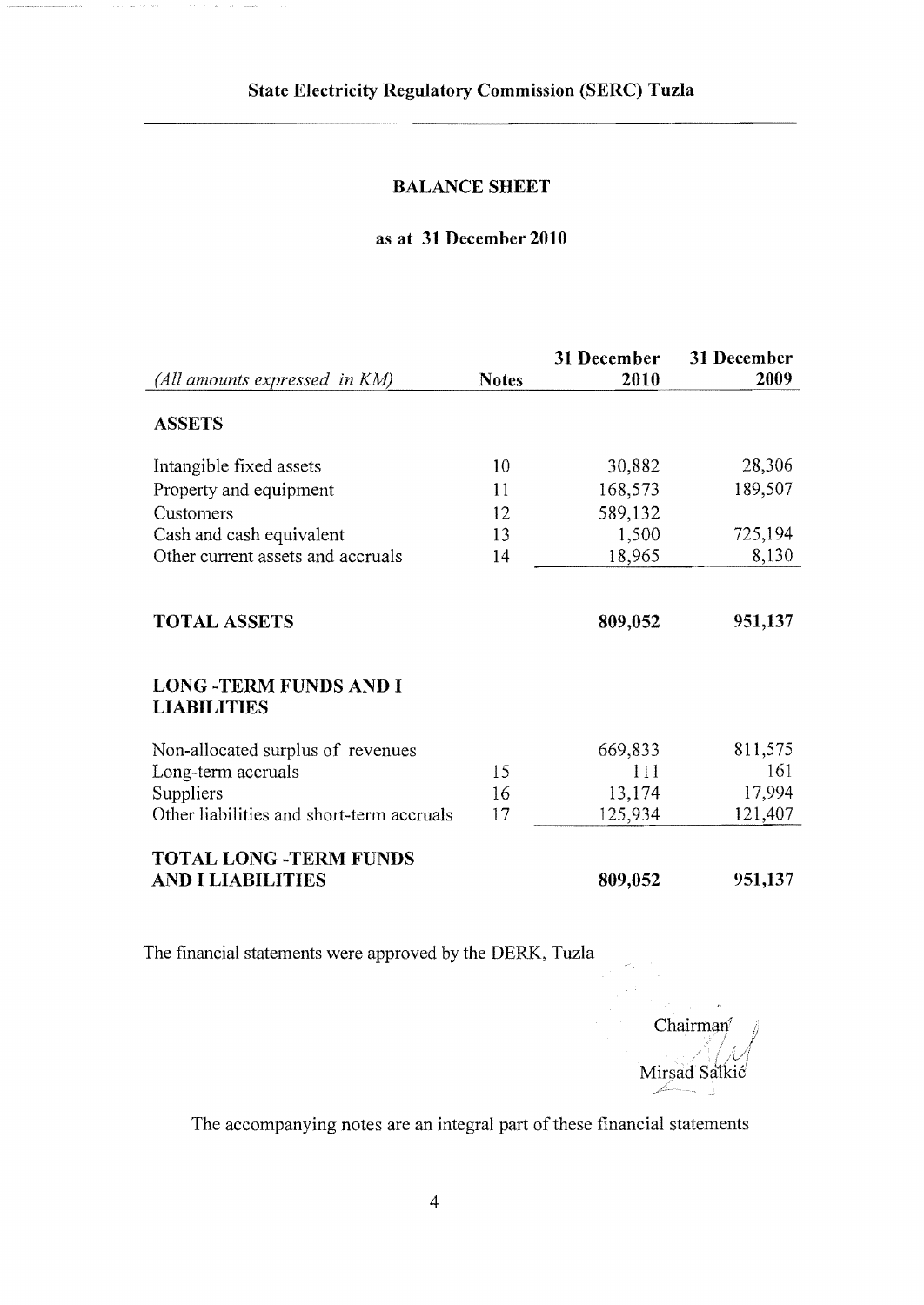## State Electricity Regulatory Commission (SERC) Tuzla

# BALANCE SHEET

## as at 31 December 2010

| *(All amounts expressed in KM)* | Notes | 31 December 2010 | 31 December 2009 |
|---|---|---|---|
| **ASSETS** | | | |
| Intangible fixed assets | 10 | 30,882 | 28,306 |
| Property and equipment | 11 | 168,573 | 189,507 |
| Customers | 12 | 589,132 | |
| Cash and cash equivalent | 13 | 1,500 | 725,194 |
| Other current assets and accruals | 14 | 18,965 | 8,130 |
| **TOTAL ASSETS** | | **809,052** | **951,137** |
| **LONG -TERM FUNDS AND I LIABILITIES** | | | |
| Non-allocated surplus of revenues | | 669,833 | 811,575 |
| Long-term accruals | 15 | 111 | 161 |
| Suppliers | 16 | 13,174 | 17,994 |
| Other liabilities and short-term accruals | 17 | 125,934 | 121,407 |
| **TOTAL LONG -TERM FUNDS AND I LIABILITIES** | | **809,052** | **951,137** |

The financial statements were approved by the DERK, Tuzla

Chairman

Mirsad Salkić

The accompanying notes are an integral part of these financial statements